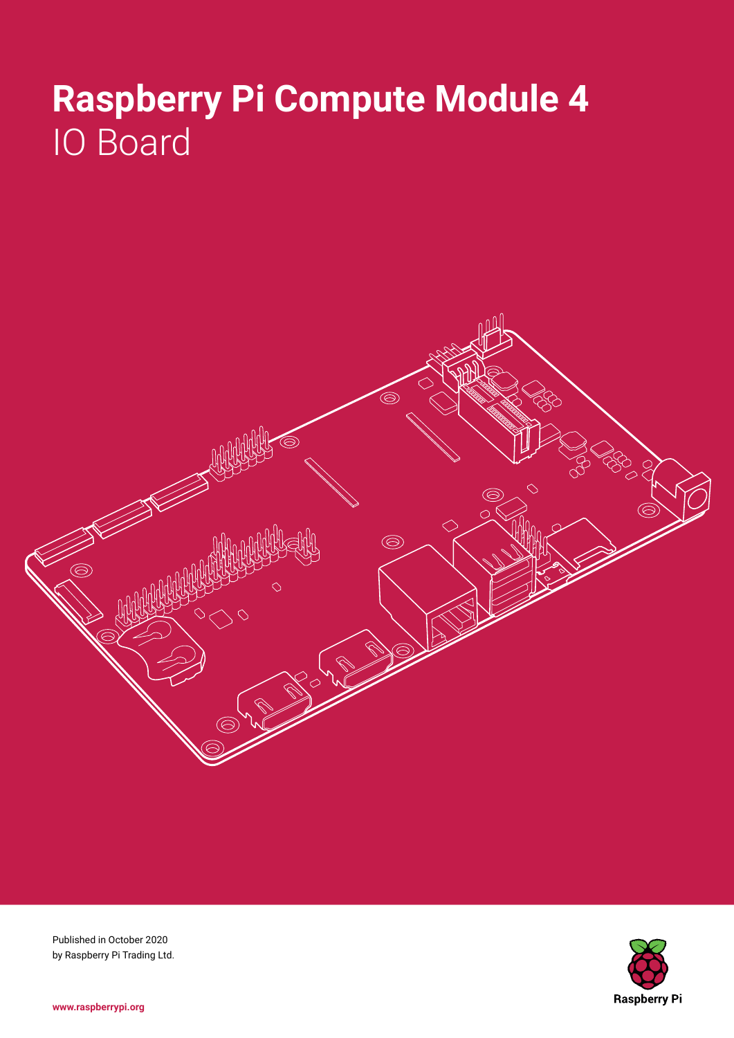# Raspberry Pi Compute Module 4

## IO Board

Published in October 2020
by Raspberry Pi Trading Ltd.

www.raspberrypi.org

Raspberry Pi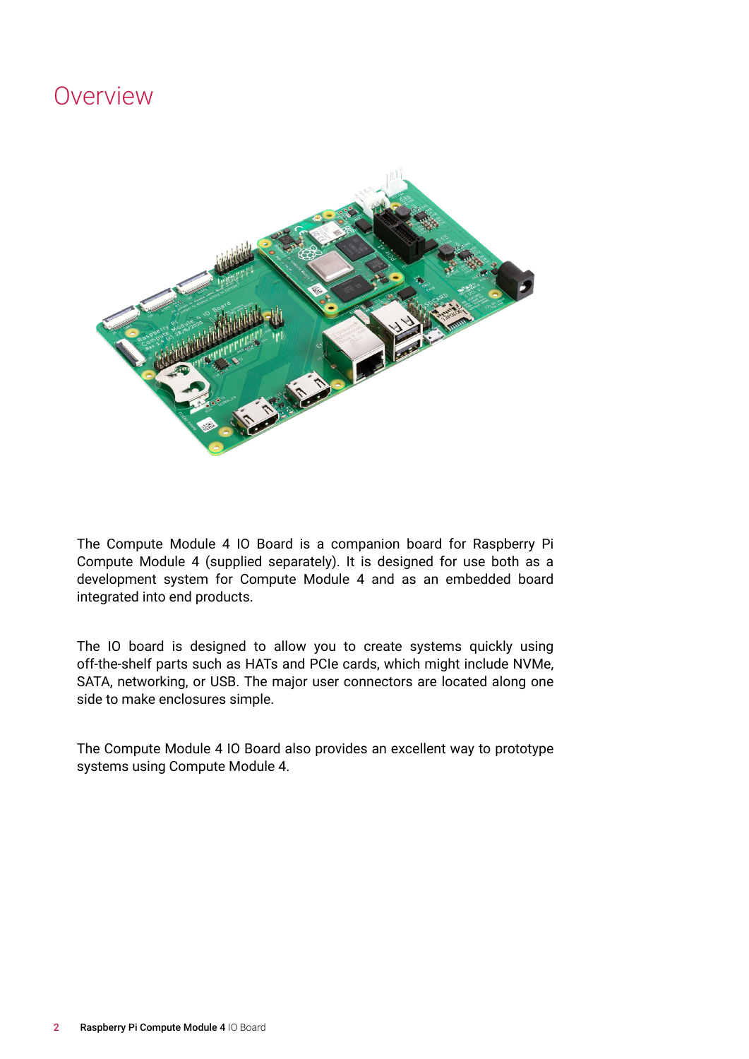# Overview

The Compute Module 4 IO Board is a companion board for Raspberry Pi Compute Module 4 (supplied separately). It is designed for use both as a development system for Compute Module 4 and as an embedded board integrated into end products.

The IO board is designed to allow you to create systems quickly using off-the-shelf parts such as HATs and PCIe cards, which might include NVMe, SATA, networking, or USB. The major user connectors are located along one side to make enclosures simple.

The Compute Module 4 IO Board also provides an excellent way to prototype systems using Compute Module 4.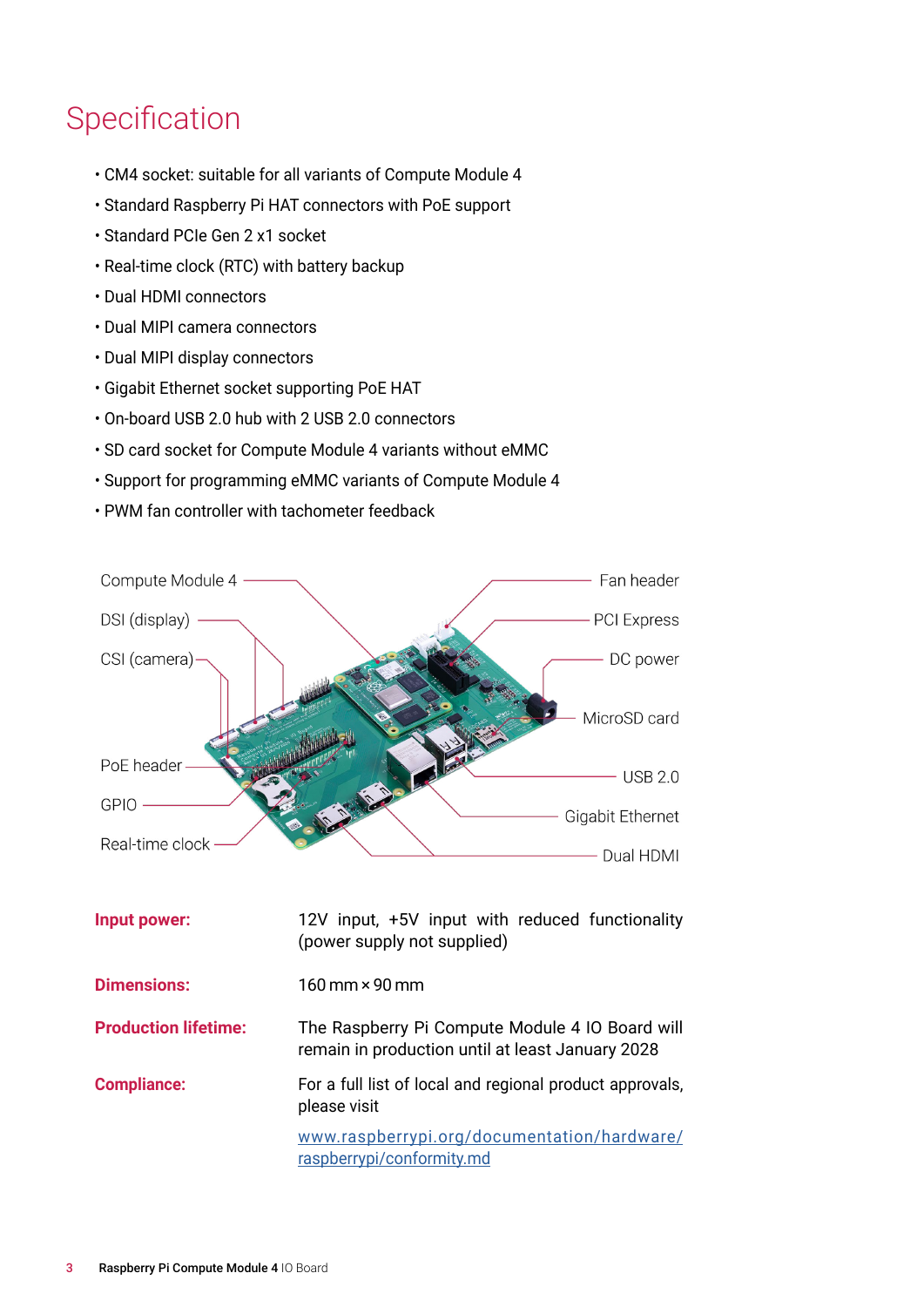# Specification

- CM4 socket: suitable for all variants of Compute Module 4
- Standard Raspberry Pi HAT connectors with PoE support
- Standard PCIe Gen 2 x1 socket
- Real-time clock (RTC) with battery backup
- Dual HDMI connectors
- Dual MIPI camera connectors
- Dual MIPI display connectors
- Gigabit Ethernet socket supporting PoE HAT
- On-board USB 2.0 hub with 2 USB 2.0 connectors
- SD card socket for Compute Module 4 variants without eMMC
- Support for programming eMMC variants of Compute Module 4
- PWM fan controller with tachometer feedback

Compute Module 4
DSI (display)
CSI (camera)
PoE header
GPIO
Real-time clock
Fan header
PCI Express
DC power
MicroSD card
USB 2.0
Gigabit Ethernet
Dual HDMI

**Input power:** 12V input, +5V input with reduced functionality (power supply not supplied)

**Dimensions:** 160 mm × 90 mm

**Production lifetime:** The Raspberry Pi Compute Module 4 IO Board will remain in production until at least January 2028

**Compliance:** For a full list of local and regional product approvals, please visit

[www.raspberrypi.org/documentation/hardware/raspberrypi/conformity.md](www.raspberrypi.org/documentation/hardware/raspberrypi/conformity.md)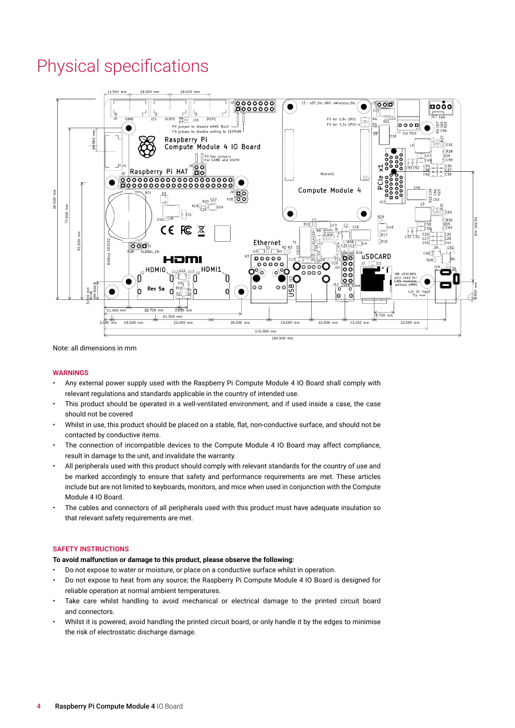# Physical specifications

Note: all dimensions in mm

## WARNINGS

- Any external power supply used with the Raspberry Pi Compute Module 4 IO Board shall comply with relevant regulations and standards applicable in the country of intended use.
- This product should be operated in a well-ventilated environment, and if used inside a case, the case should not be covered
- Whilst in use, this product should be placed on a stable, flat, non-conductive surface, and should not be contacted by conductive items.
- The connection of incompatible devices to the Compute Module 4 IO Board may affect compliance, result in damage to the unit, and invalidate the warranty.
- All peripherals used with this product should comply with relevant standards for the country of use and be marked accordingly to ensure that safety and performance requirements are met. These articles include but are not limited to keyboards, monitors, and mice when used in conjunction with the Compute Module 4 IO Board.
- The cables and connectors of all peripherals used with this product must have adequate insulation so that relevant safety requirements are met.

## SAFETY INSTRUCTIONS

**To avoid malfunction or damage to this product, please observe the following:**

- Do not expose to water or moisture, or place on a conductive surface whilst in operation.
- Do not expose to heat from any source; the Raspberry Pi Compute Module 4 IO Board is designed for reliable operation at normal ambient temperatures.
- Take care whilst handling to avoid mechanical or electrical damage to the printed circuit board and connectors.
- Whilst it is powered, avoid handling the printed circuit board, or only handle it by the edges to minimise the risk of electrostatic discharge damage.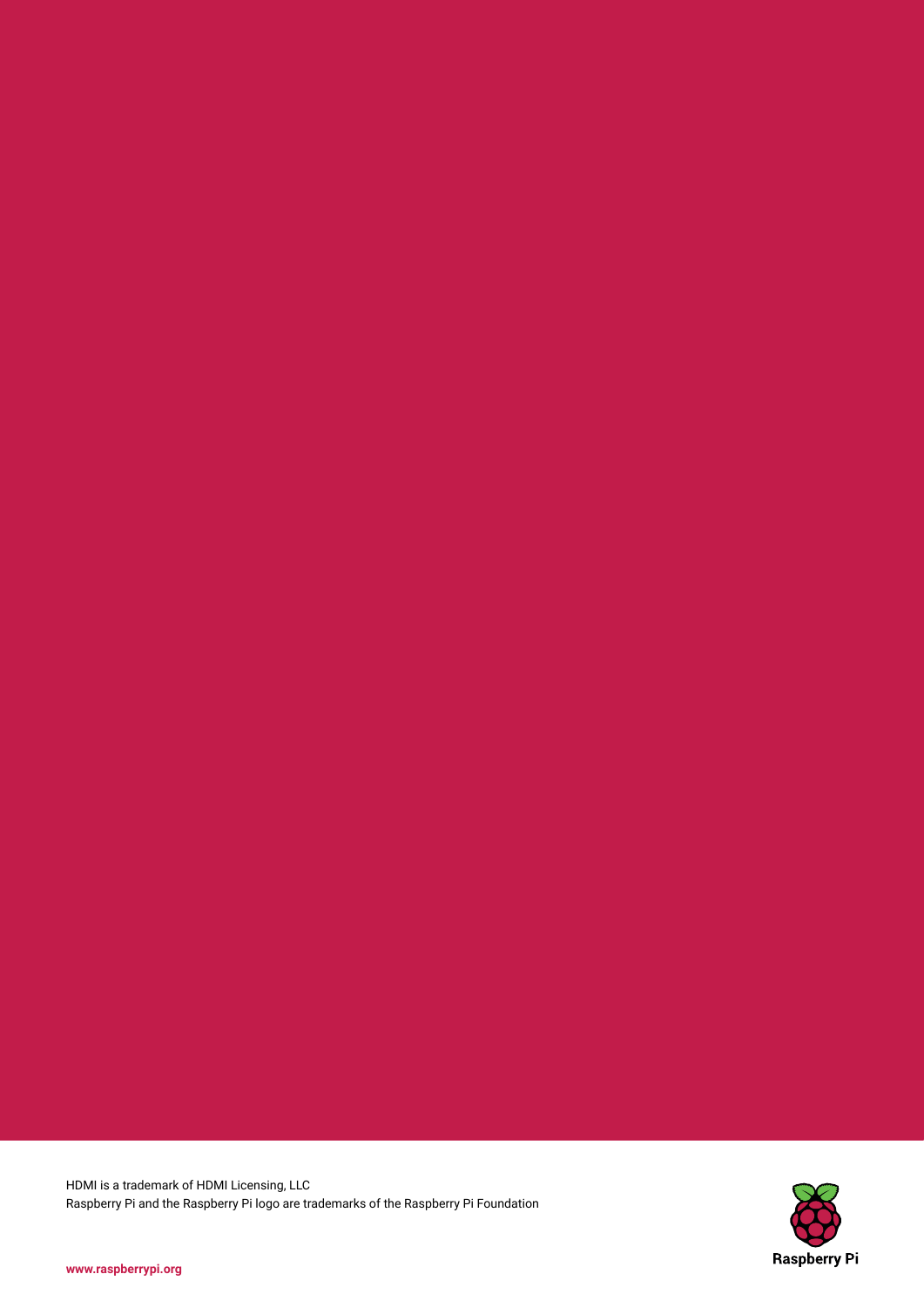HDMI is a trademark of HDMI Licensing, LLC
Raspberry Pi and the Raspberry Pi logo are trademarks of the Raspberry Pi Foundation

**www.raspberrypi.org**

**Raspberry Pi**